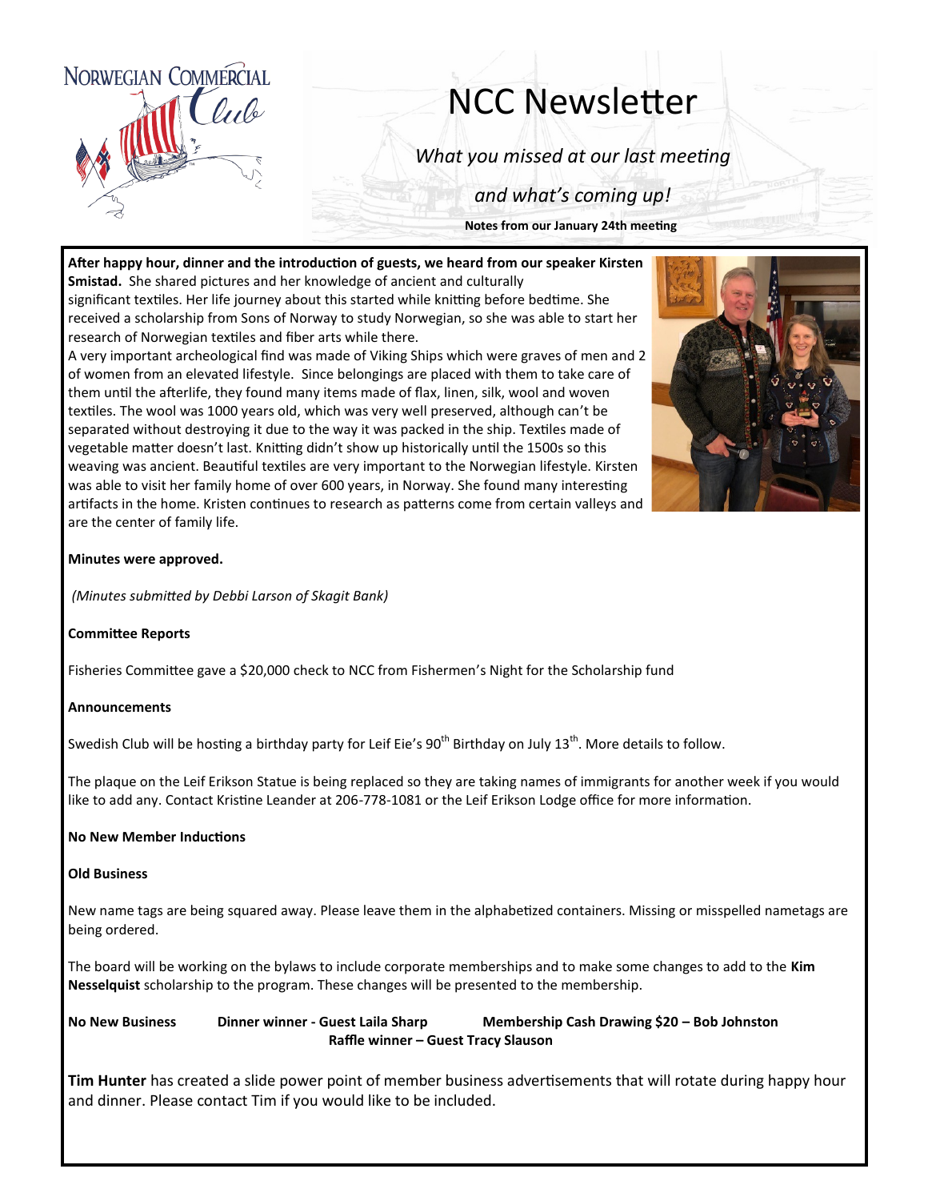NORWEGIAN COMMERCIAL Club

# NCC Newsletter

*What you missed at our last meeting*

*and what's coming up!*

**Notes from our January 24th meeting**

**After happy hour, dinner and the introduction of guests, we heard from our speaker Kirsten Smistad.** She shared pictures and her knowledge of ancient and culturally significant textiles. Her life journey about this started while knitting before bedtime. She received a scholarship from Sons of Norway to study Norwegian, so she was able to start her research of Norwegian textiles and fiber arts while there.

A very important archeological find was made of Viking Ships which were graves of men and 2 of women from an elevated lifestyle. Since belongings are placed with them to take care of them until the afterlife, they found many items made of flax, linen, silk, wool and woven textiles. The wool was 1000 years old, which was very well preserved, although can't be separated without destroying it due to the way it was packed in the ship. Textiles made of vegetable matter doesn't last. Knitting didn't show up historically until the 1500s so this weaving was ancient. Beautiful textiles are very important to the Norwegian lifestyle. Kirsten was able to visit her family home of over 600 years, in Norway. She found many interesting artifacts in the home. Kristen continues to research as patterns come from certain valleys and are the center of family life.

**Minutes were approved.**

*(Minutes submitted by Debbi Larson of Skagit Bank)*

**Committee Reports**

Fisheries Committee gave a $20,000 check to NCC from Fishermen's Night for the Scholarship fund

**Announcements**

Swedish Club will be hosting a birthday party for Leif Eie's 90th Birthday on July 13th. More details to follow.

The plaque on the Leif Erikson Statue is being replaced so they are taking names of immigrants for another week if you would like to add any. Contact Kristine Leander at 206-778-1081 or the Leif Erikson Lodge office for more information.

**No New Member Inductions**

**Old Business**

New name tags are being squared away. Please leave them in the alphabetized containers. Missing or misspelled nametags are being ordered.

The board will be working on the bylaws to include corporate memberships and to make some changes to add to the **Kim Nesselquist** scholarship to the program. These changes will be presented to the membership.

**No New Business** **Dinner winner - Guest Laila Sharp** **Membership Cash Drawing $20 – Bob Johnston**
**Raffle winner – Guest Tracy Slauson**

**Tim Hunter** has created a slide power point of member business advertisements that will rotate during happy hour and dinner. Please contact Tim if you would like to be included.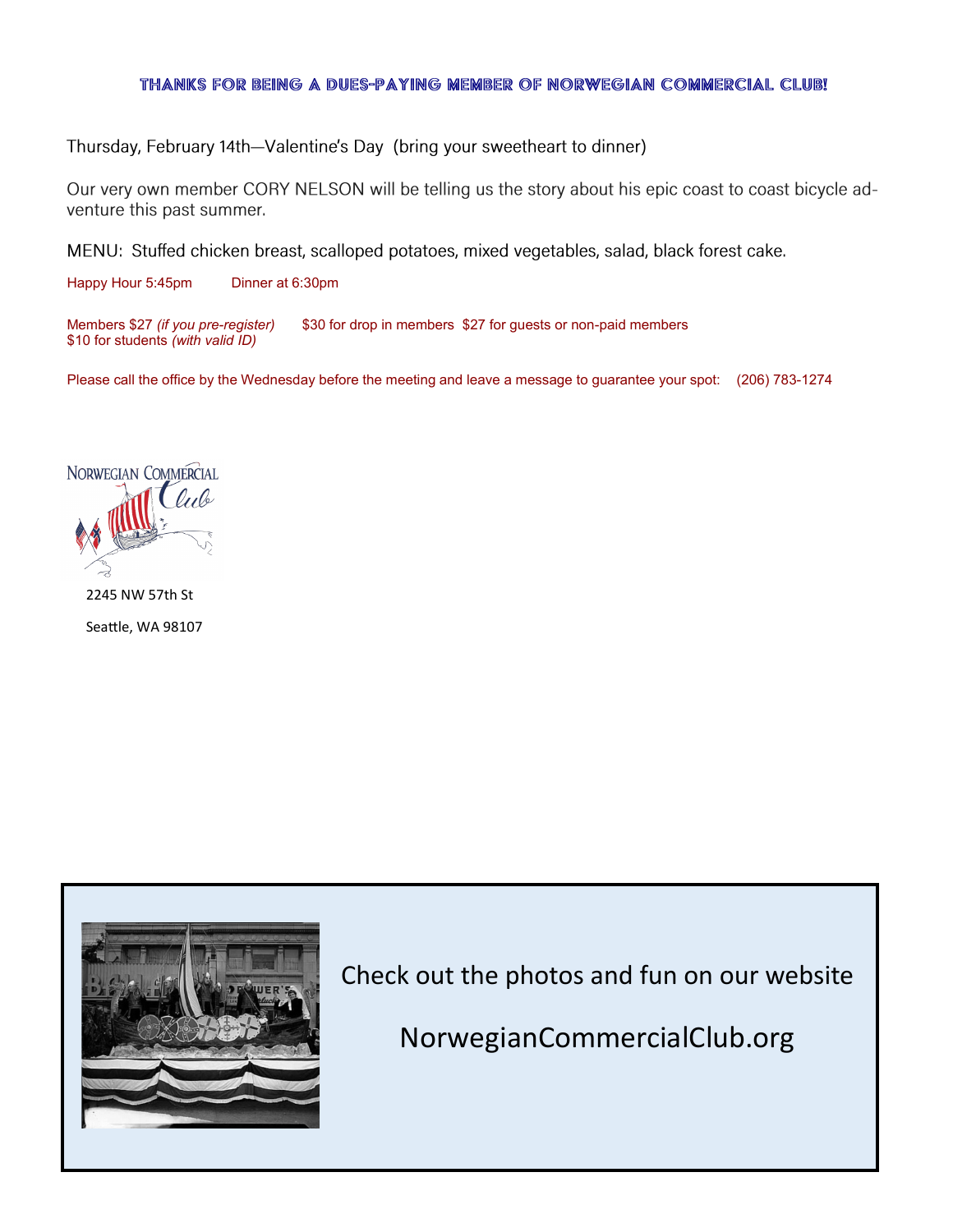**THANKS FOR BEING A DUES-PAYING MEMBER OF NORWEGIAN COMMERCIAL CLUB!**

Thursday, February 14th—Valentine's Day (bring your sweetheart to dinner)

Our very own member CORY NELSON will be telling us the story about his epic coast to coast bicycle adventure this past summer.

MENU: Stuffed chicken breast, scalloped potatoes, mixed vegetables, salad, black forest cake.

Happy Hour 5:45pm Dinner at 6:30pm

Members $27 *(if you pre-register)* $30 for drop in members $27 for guests or non-paid members
$10 for students *(with valid ID)*

Please call the office by the Wednesday before the meeting and leave a message to guarantee your spot: (206) 783-1274

Norwegian Commercial Club

2245 NW 57th St

Seattle, WA 98107

Check out the photos and fun on our website

NorwegianCommercialClub.org